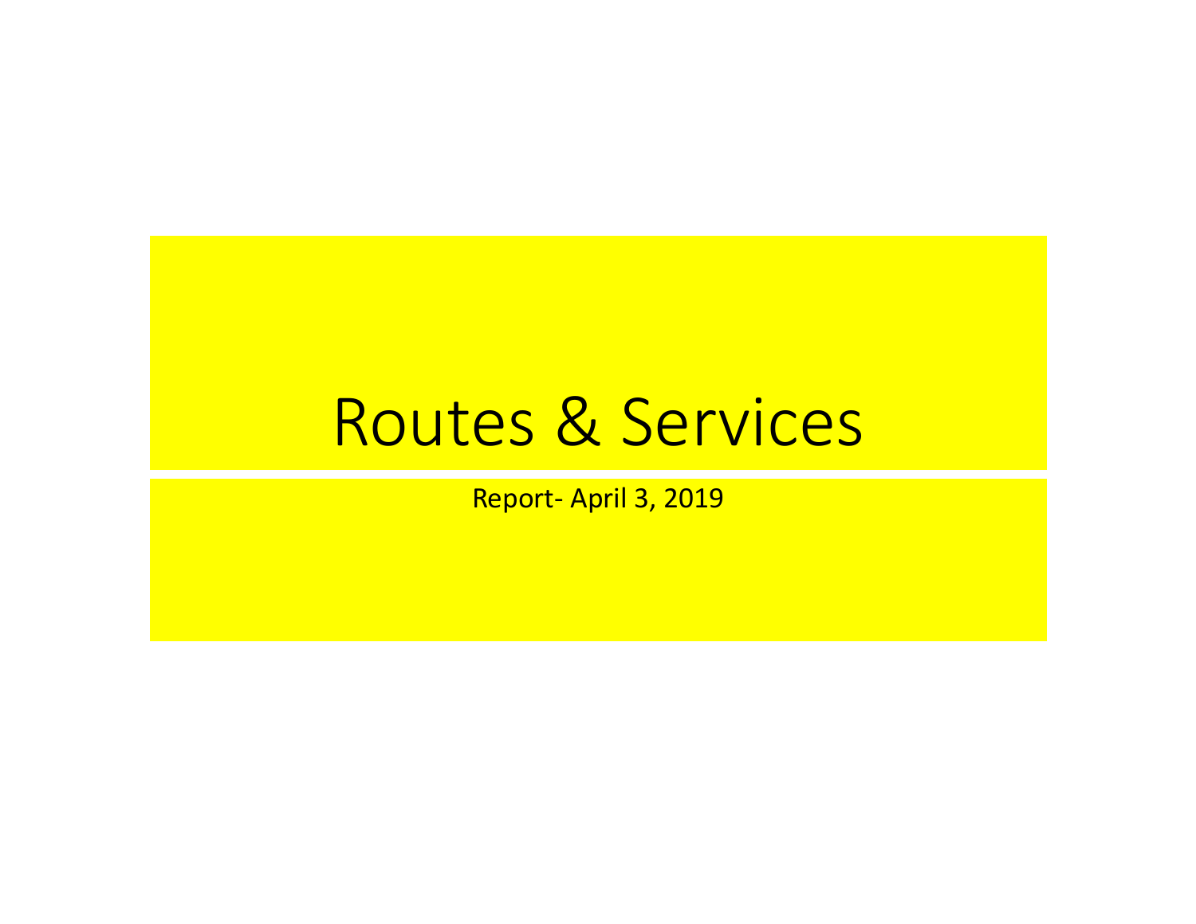# Routes & Services

Report- April 3, 2019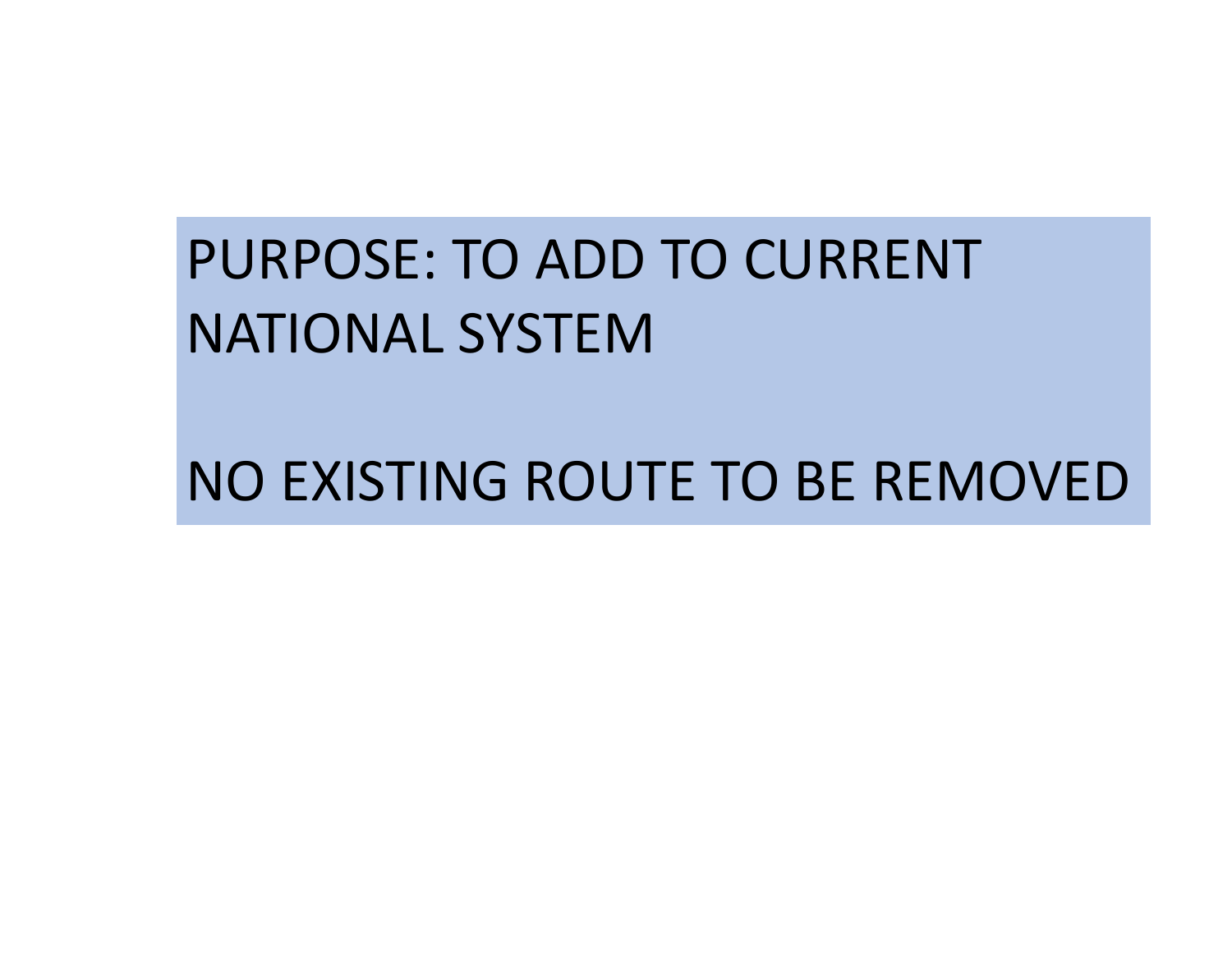PURPOSE: TO ADD TO CURRENT NATIONAL SYSTEM

NO EXISTING ROUTE TO BE REMOVED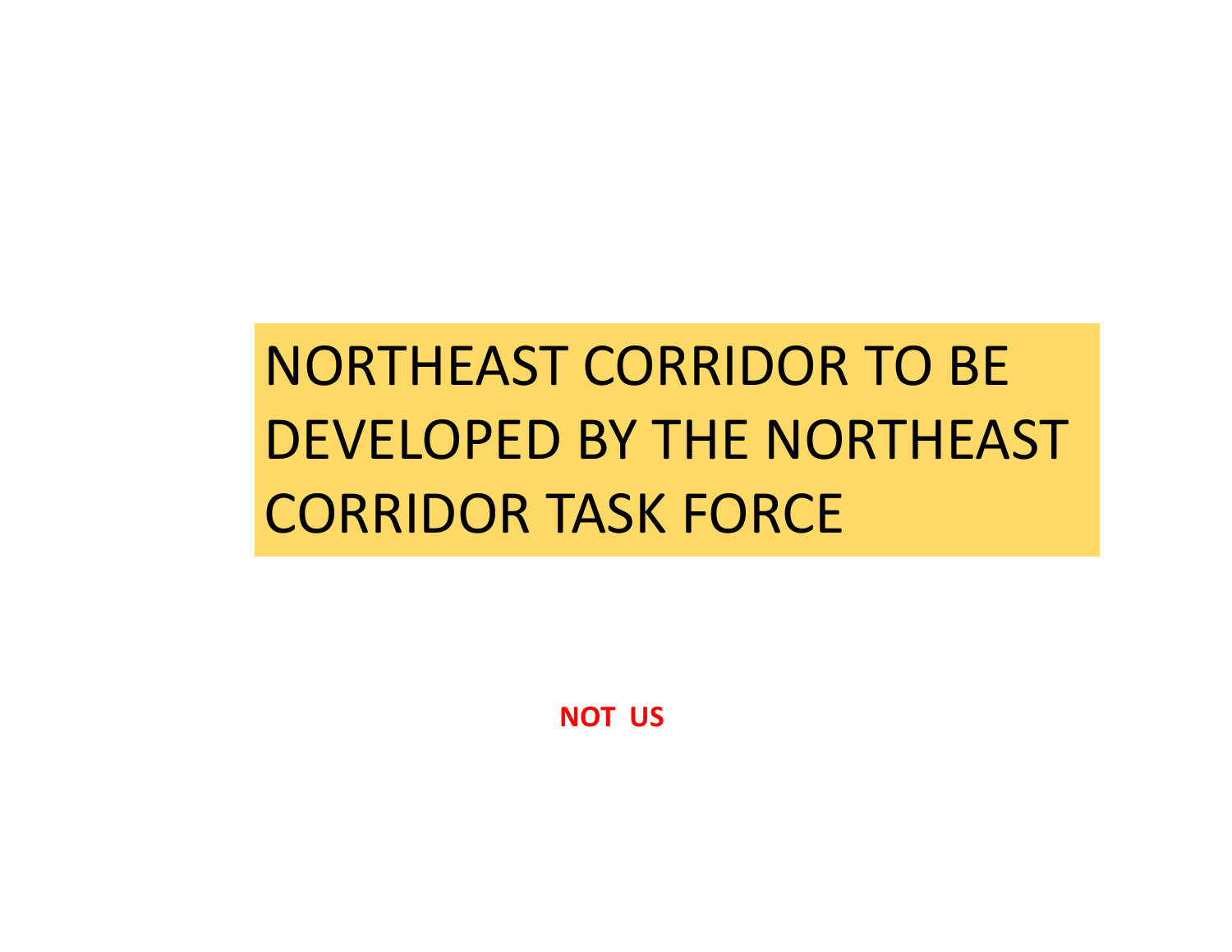NORTHEAST CORRIDOR TO BE DEVELOPED BY THE NORTHEAST CORRIDOR TASK FORCE

**NOT US**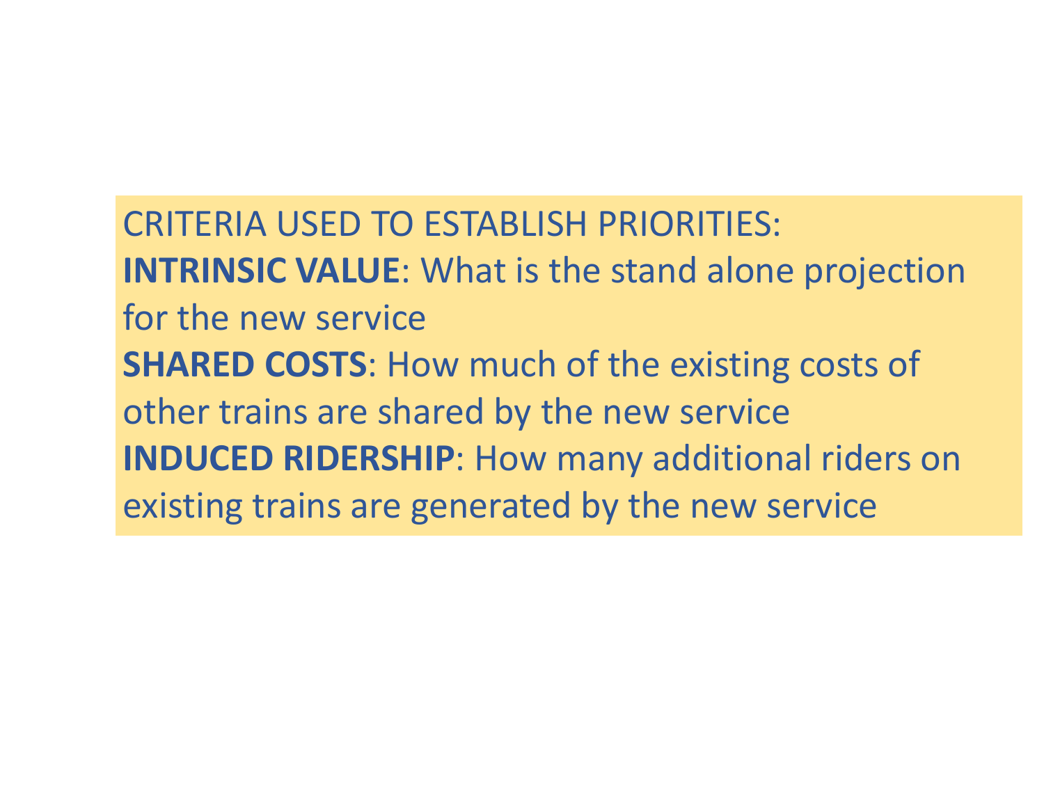CRITERIA USED TO ESTABLISH PRIORITIES:

**INTRINSIC VALUE**: What is the stand alone projection for the new service

**SHARED COSTS**: How much of the existing costs of other trains are shared by the new service

**INDUCED RIDERSHIP**: How many additional riders on existing trains are generated by the new service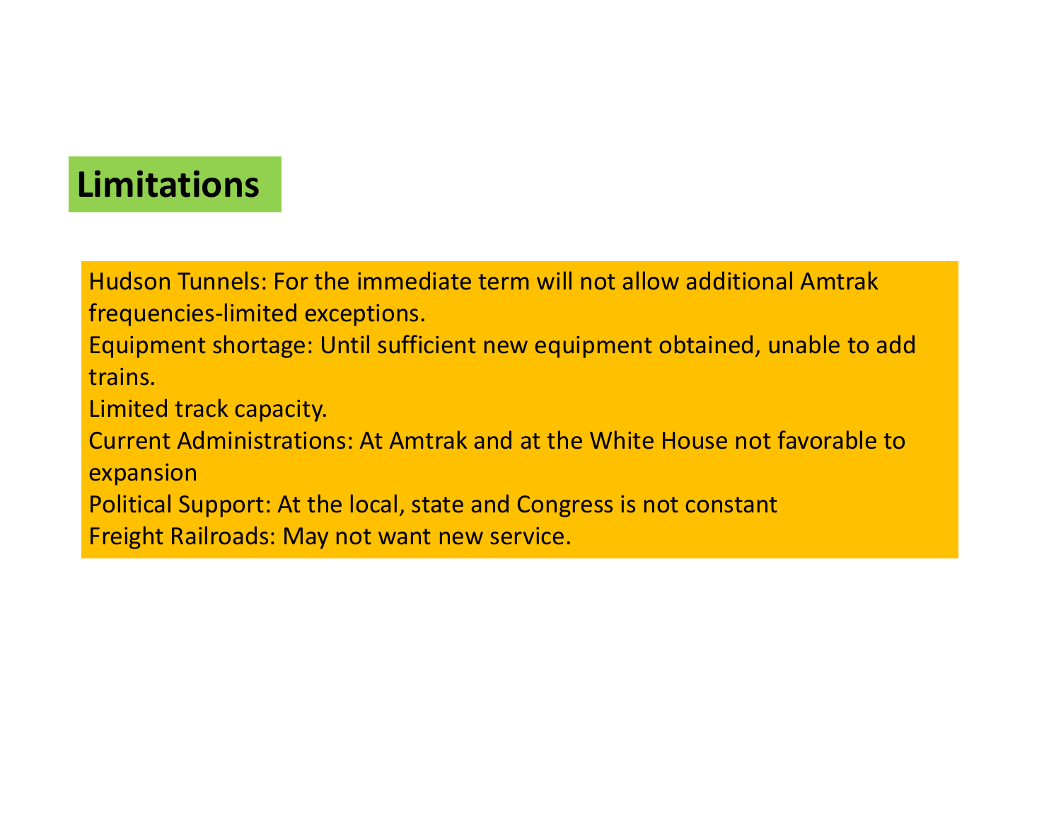## Limitations

Hudson Tunnels: For the immediate term will not allow additional Amtrak frequencies-limited exceptions.
Equipment shortage: Until sufficient new equipment obtained, unable to add trains.
Limited track capacity.
Current Administrations: At Amtrak and at the White House not favorable to expansion
Political Support: At the local, state and Congress is not constant
Freight Railroads: May not want new service.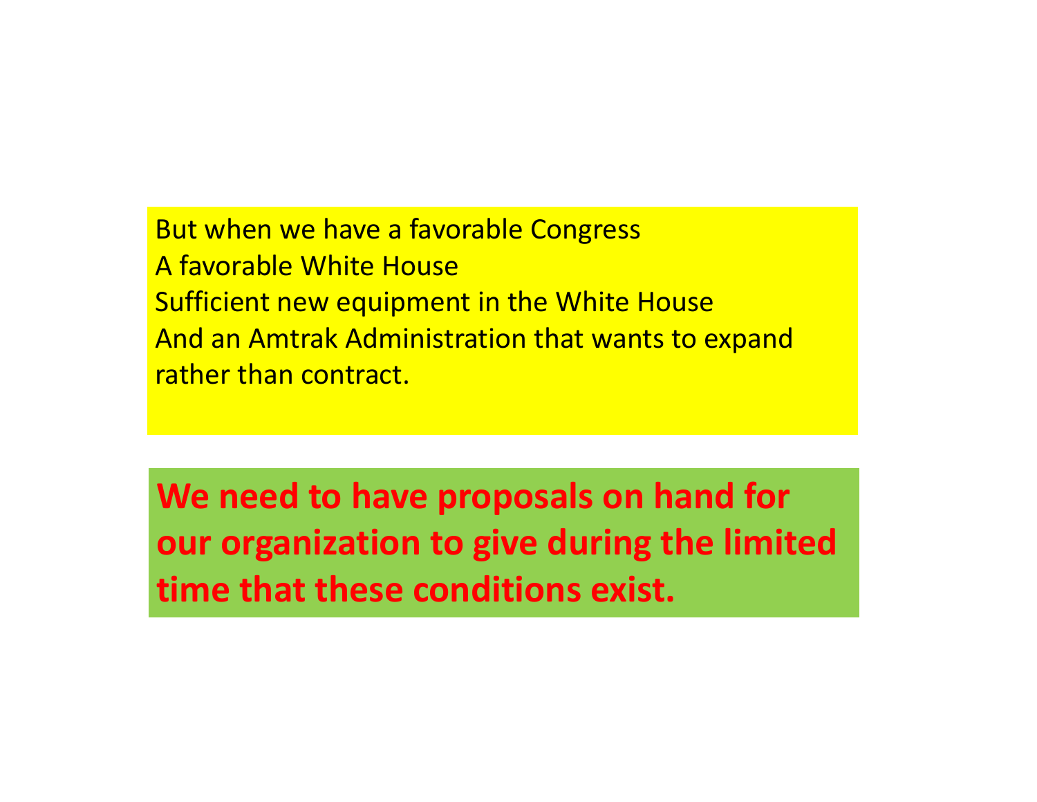But when we have a favorable Congress
A favorable White House
Sufficient new equipment in the White House
And an Amtrak Administration that wants to expand rather than contract.

**We need to have proposals on hand for our organization to give during the limited time that these conditions exist.**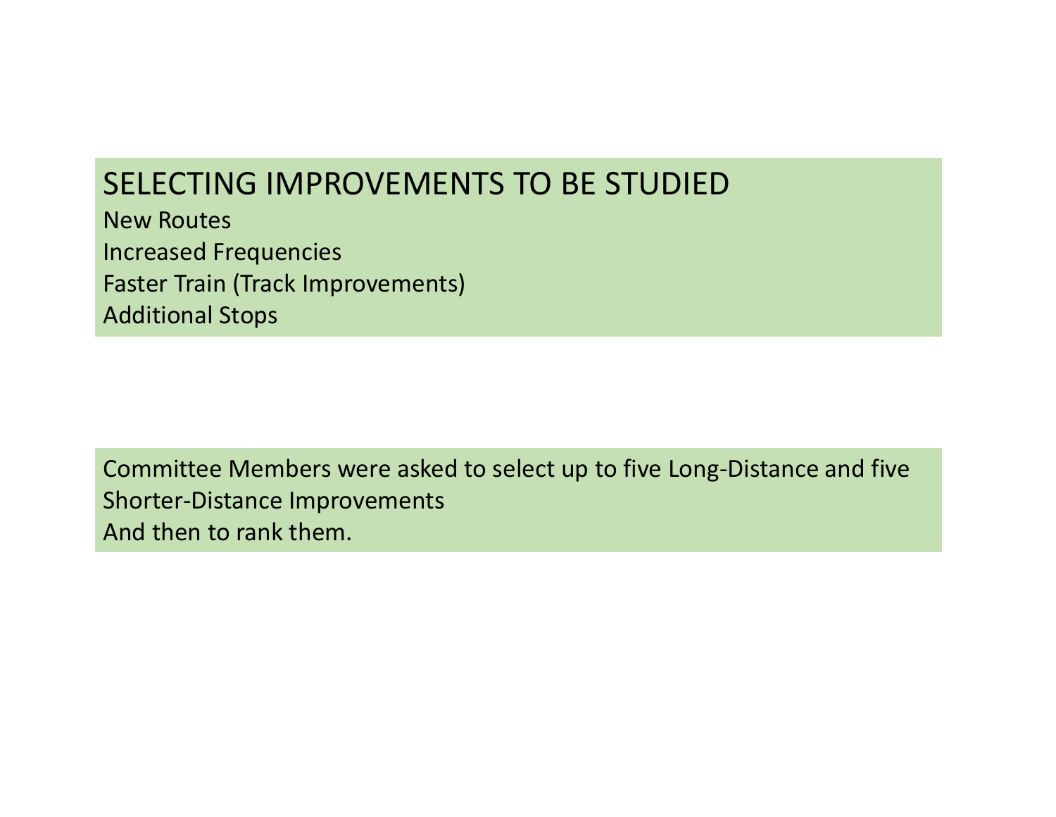## SELECTING IMPROVEMENTS TO BE STUDIED

New Routes
Increased Frequencies
Faster Train (Track Improvements)
Additional Stops

Committee Members were asked to select up to five Long-Distance and five Shorter-Distance Improvements
And then to rank them.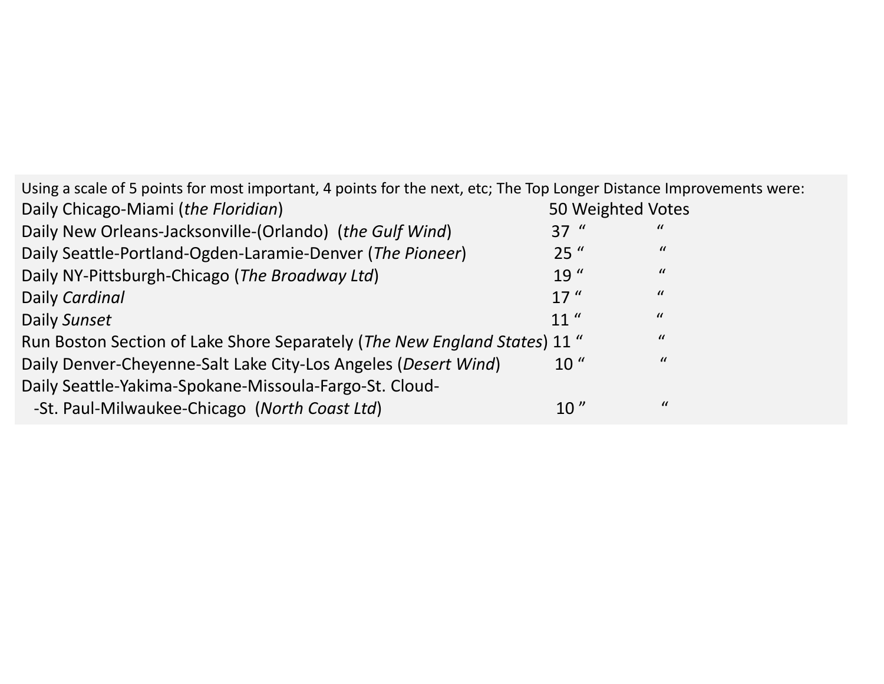Using a scale of 5 points for most important, 4 points for the next, etc; The Top Longer Distance Improvements were:

| Improvement | Weighted Votes |
|---|---|
| Daily Chicago-Miami (*the Floridian*) | 50 Weighted Votes |
| Daily New Orleans-Jacksonville-(Orlando) (*the Gulf Wind*) | 37 " " |
| Daily Seattle-Portland-Ogden-Laramie-Denver (*The Pioneer*) | 25 " " |
| Daily NY-Pittsburgh-Chicago (*The Broadway Ltd*) | 19 " " |
| Daily *Cardinal* | 17 " " |
| Daily *Sunset* | 11 " " |
| Run Boston Section of Lake Shore Separately (*The New England States*) | 11 " " |
| Daily Denver-Cheyenne-Salt Lake City-Los Angeles (*Desert Wind*) | 10 " " |
| Daily Seattle-Yakima-Spokane-Missoula-Fargo-St. Cloud--St. Paul-Milwaukee-Chicago (*North Coast Ltd*) | 10 " " |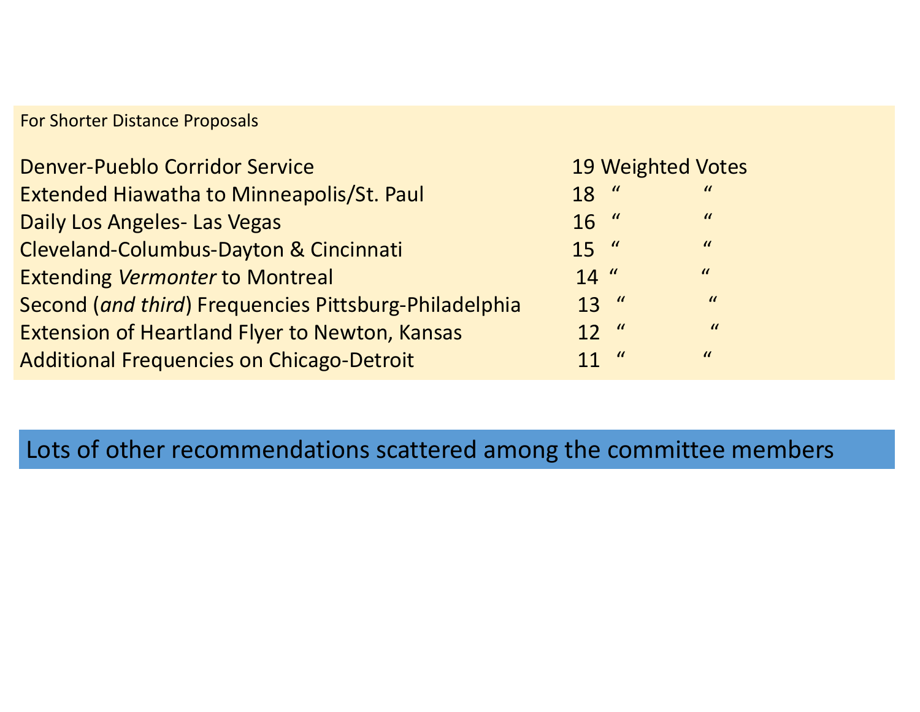For Shorter Distance Proposals

| | |
|---|---|
| Denver-Pueblo Corridor Service | 19 Weighted Votes |
| Extended Hiawatha to Minneapolis/St. Paul | 18 “ “ |
| Daily Los Angeles- Las Vegas | 16 “ “ |
| Cleveland-Columbus-Dayton & Cincinnati | 15 “ “ |
| Extending *Vermonter* to Montreal | 14 “ “ |
| Second (*and third*) Frequencies Pittsburg-Philadelphia | 13 “ “ |
| Extension of Heartland Flyer to Newton, Kansas | 12 “ “ |
| Additional Frequencies on Chicago-Detroit | 11 “ “ |

Lots of other recommendations scattered among the committee members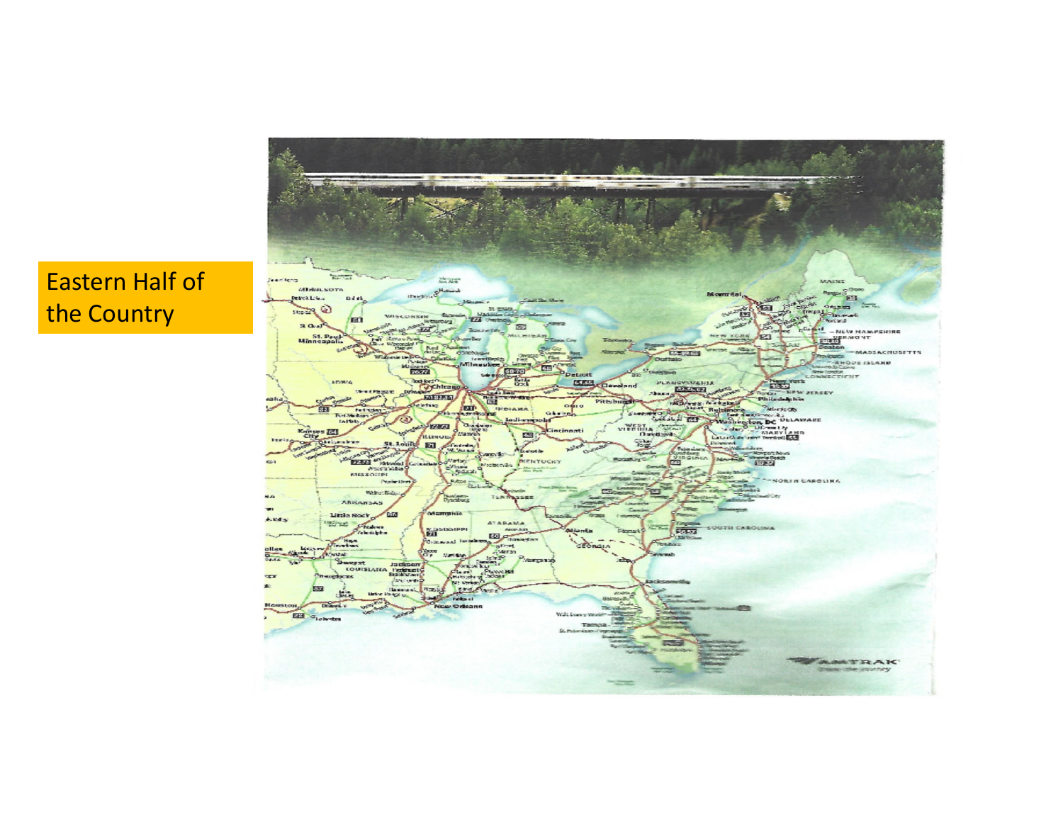Eastern Half of the Country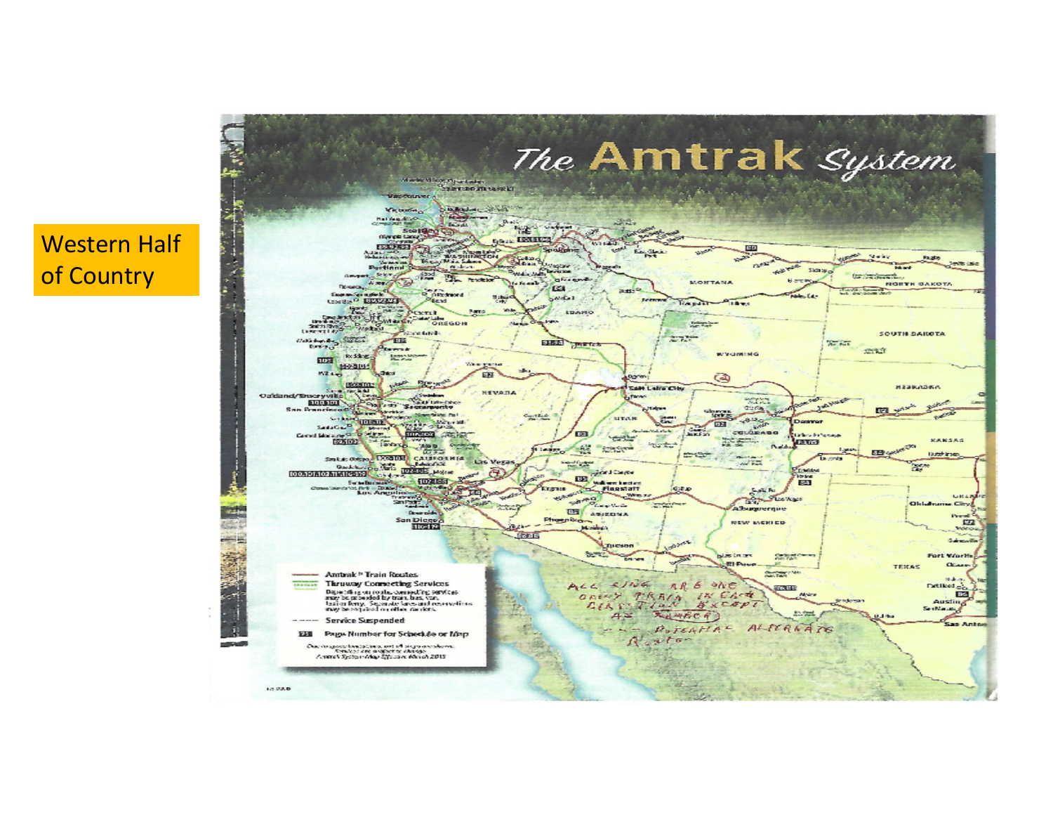Western Half of Country

# The Amtrak System

- Amtrak® Train Routes
- Thruway Connecting Services — Depending on route, connecting services may be provided by train, bus, van, taxi or ferry. Separate fares and reservations may be required on other carriers.
- Service Suspended
- Page Number for Schedule or Map

ALL LINES ARE ONE DAILY TRAIN IN EACH DIRECTION EXCEPT AS MARKED

--- POTENTIAL ALTERNATE ROUTE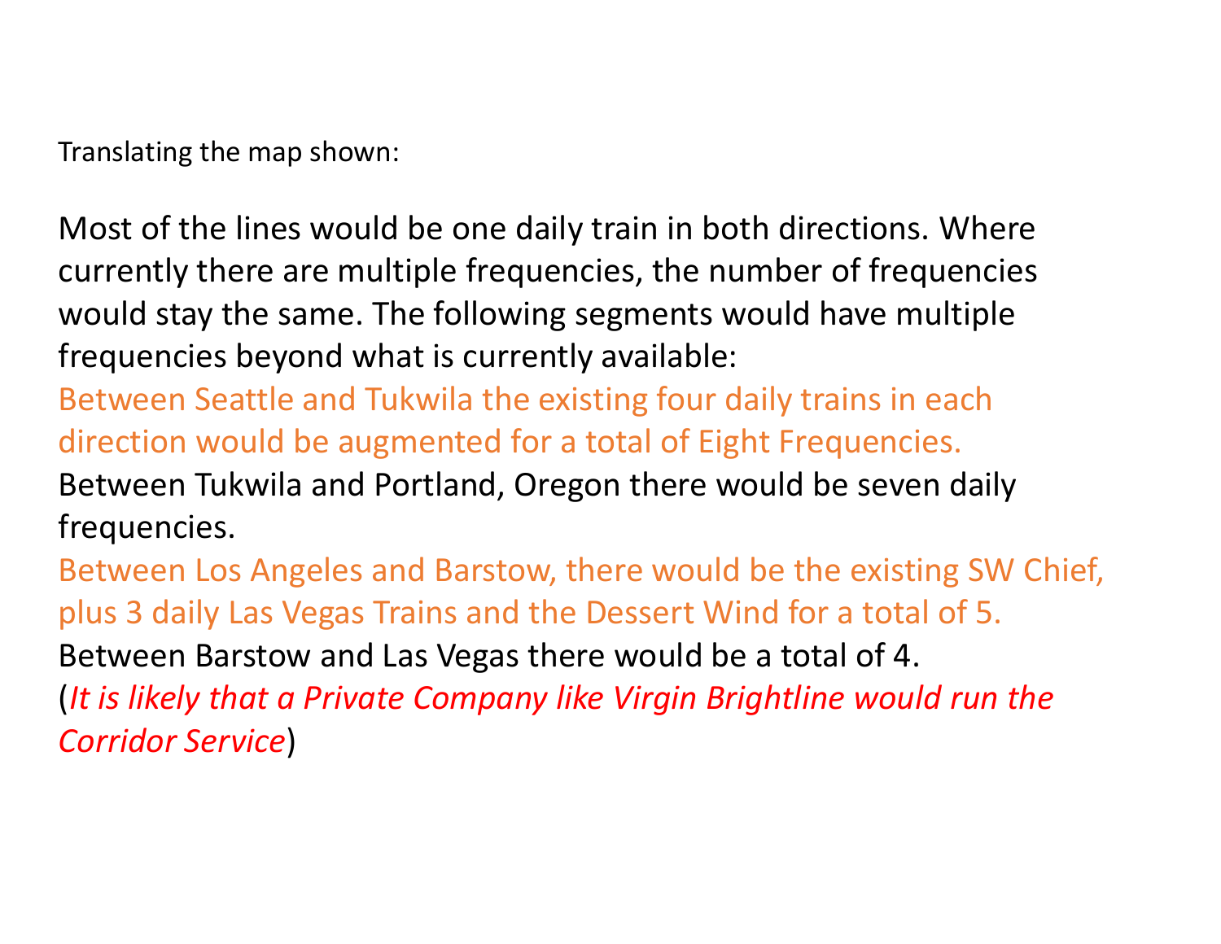Translating the map shown:

Most of the lines would be one daily train in both directions. Where currently there are multiple frequencies, the number of frequencies would stay the same. The following segments would have multiple frequencies beyond what is currently available:

Between Seattle and Tukwila the existing four daily trains in each direction would be augmented for a total of Eight Frequencies.

Between Tukwila and Portland, Oregon there would be seven daily frequencies.

Between Los Angeles and Barstow, there would be the existing SW Chief, plus 3 daily Las Vegas Trains and the Dessert Wind for a total of 5.

Between Barstow and Las Vegas there would be a total of 4.

(*It is likely that a Private Company like Virgin Brightline would run the Corridor Service*)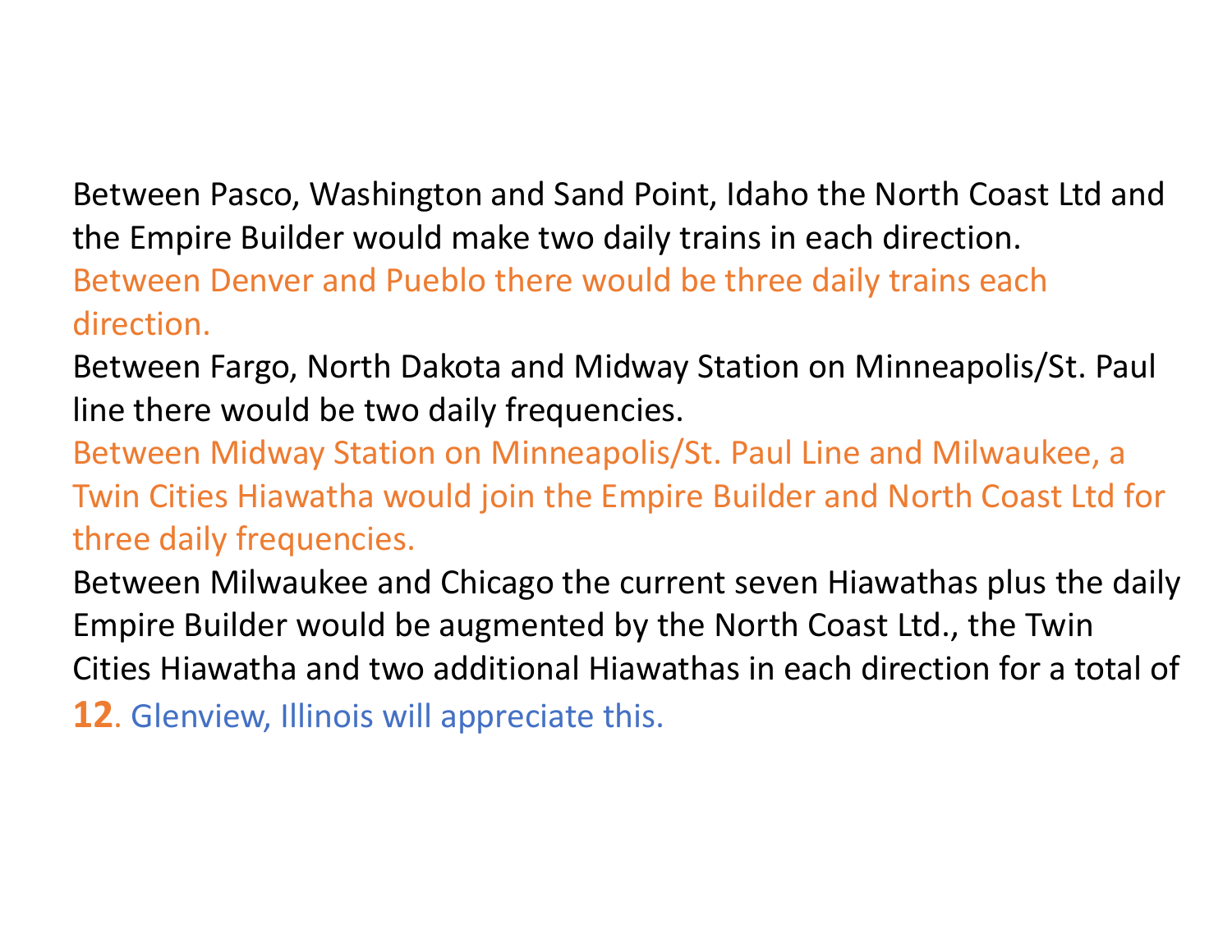Between Pasco, Washington and Sand Point, Idaho the North Coast Ltd and the Empire Builder would make two daily trains in each direction.

Between Denver and Pueblo there would be three daily trains each direction.

Between Fargo, North Dakota and Midway Station on Minneapolis/St. Paul line there would be two daily frequencies.

Between Midway Station on Minneapolis/St. Paul Line and Milwaukee, a Twin Cities Hiawatha would join the Empire Builder and North Coast Ltd for three daily frequencies.

Between Milwaukee and Chicago the current seven Hiawathas plus the daily Empire Builder would be augmented by the North Coast Ltd., the Twin Cities Hiawatha and two additional Hiawathas in each direction for a total of **12**. Glenview, Illinois will appreciate this.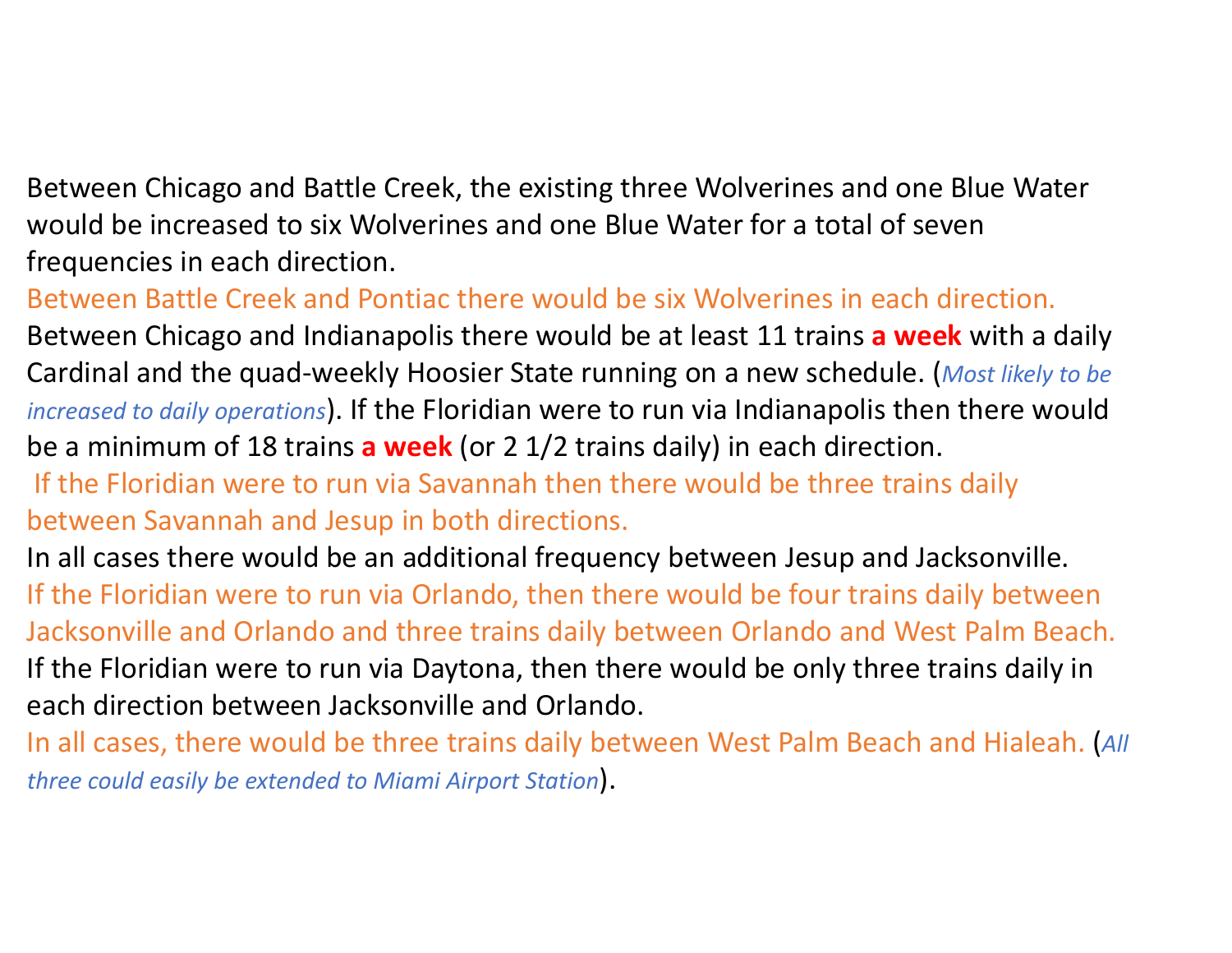Between Chicago and Battle Creek, the existing three Wolverines and one Blue Water would be increased to six Wolverines and one Blue Water for a total of seven frequencies in each direction.

Between Battle Creek and Pontiac there would be six Wolverines in each direction.

Between Chicago and Indianapolis there would be at least 11 trains **a week** with a daily Cardinal and the quad-weekly Hoosier State running on a new schedule. (*Most likely to be increased to daily operations*). If the Floridian were to run via Indianapolis then there would be a minimum of 18 trains **a week** (or 2 1/2 trains daily) in each direction.

If the Floridian were to run via Savannah then there would be three trains daily between Savannah and Jesup in both directions.

In all cases there would be an additional frequency between Jesup and Jacksonville.

If the Floridian were to run via Orlando, then there would be four trains daily between Jacksonville and Orlando and three trains daily between Orlando and West Palm Beach.

If the Floridian were to run via Daytona, then there would be only three trains daily in each direction between Jacksonville and Orlando.

In all cases, there would be three trains daily between West Palm Beach and Hialeah. (*All three could easily be extended to Miami Airport Station*).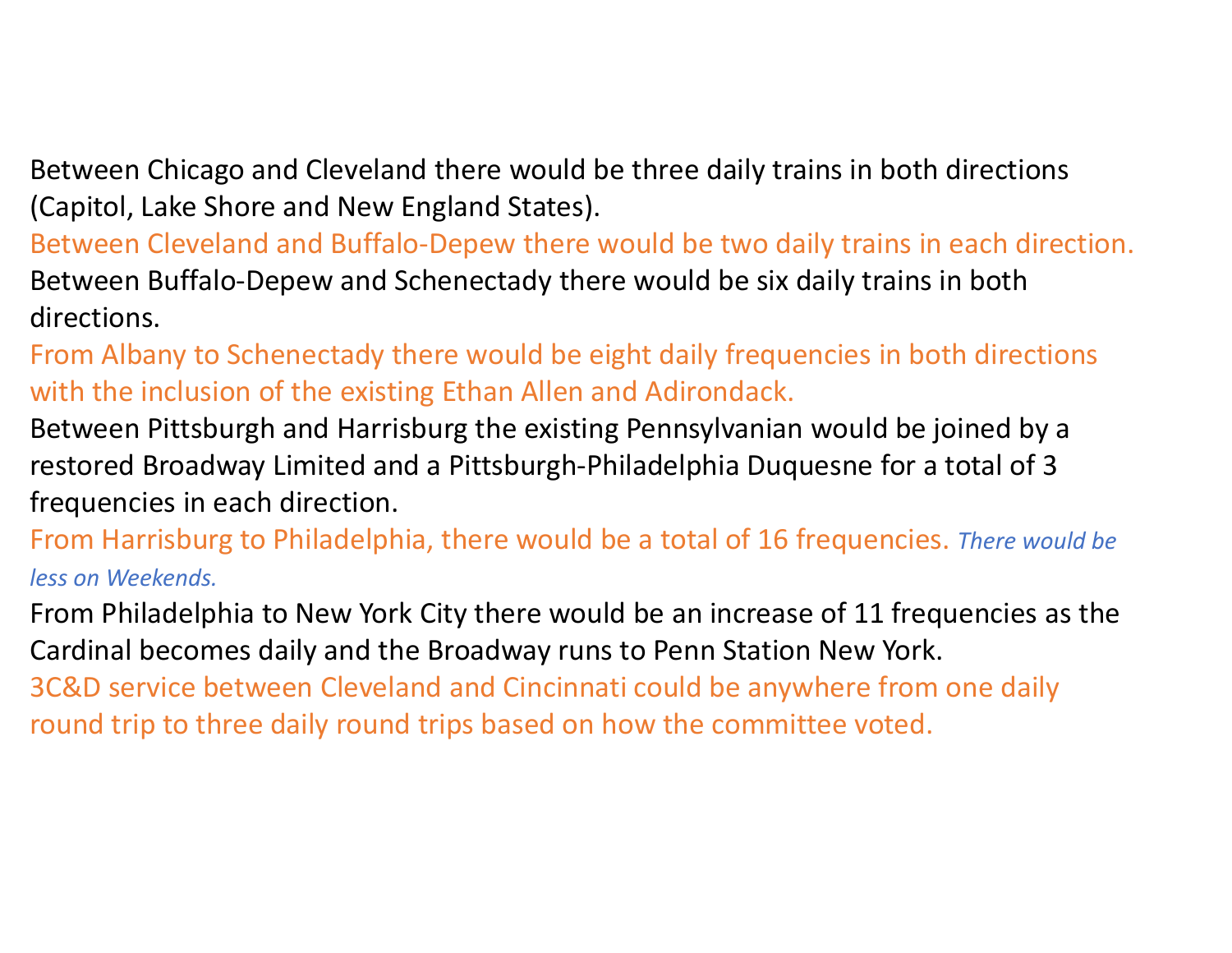Between Chicago and Cleveland there would be three daily trains in both directions (Capitol, Lake Shore and New England States).

Between Cleveland and Buffalo-Depew there would be two daily trains in each direction.

Between Buffalo-Depew and Schenectady there would be six daily trains in both directions.

From Albany to Schenectady there would be eight daily frequencies in both directions with the inclusion of the existing Ethan Allen and Adirondack.

Between Pittsburgh and Harrisburg the existing Pennsylvanian would be joined by a restored Broadway Limited and a Pittsburgh-Philadelphia Duquesne for a total of 3 frequencies in each direction.

From Harrisburg to Philadelphia, there would be a total of 16 frequencies. *There would be less on Weekends.*

From Philadelphia to New York City there would be an increase of 11 frequencies as the Cardinal becomes daily and the Broadway runs to Penn Station New York.

3C&D service between Cleveland and Cincinnati could be anywhere from one daily round trip to three daily round trips based on how the committee voted.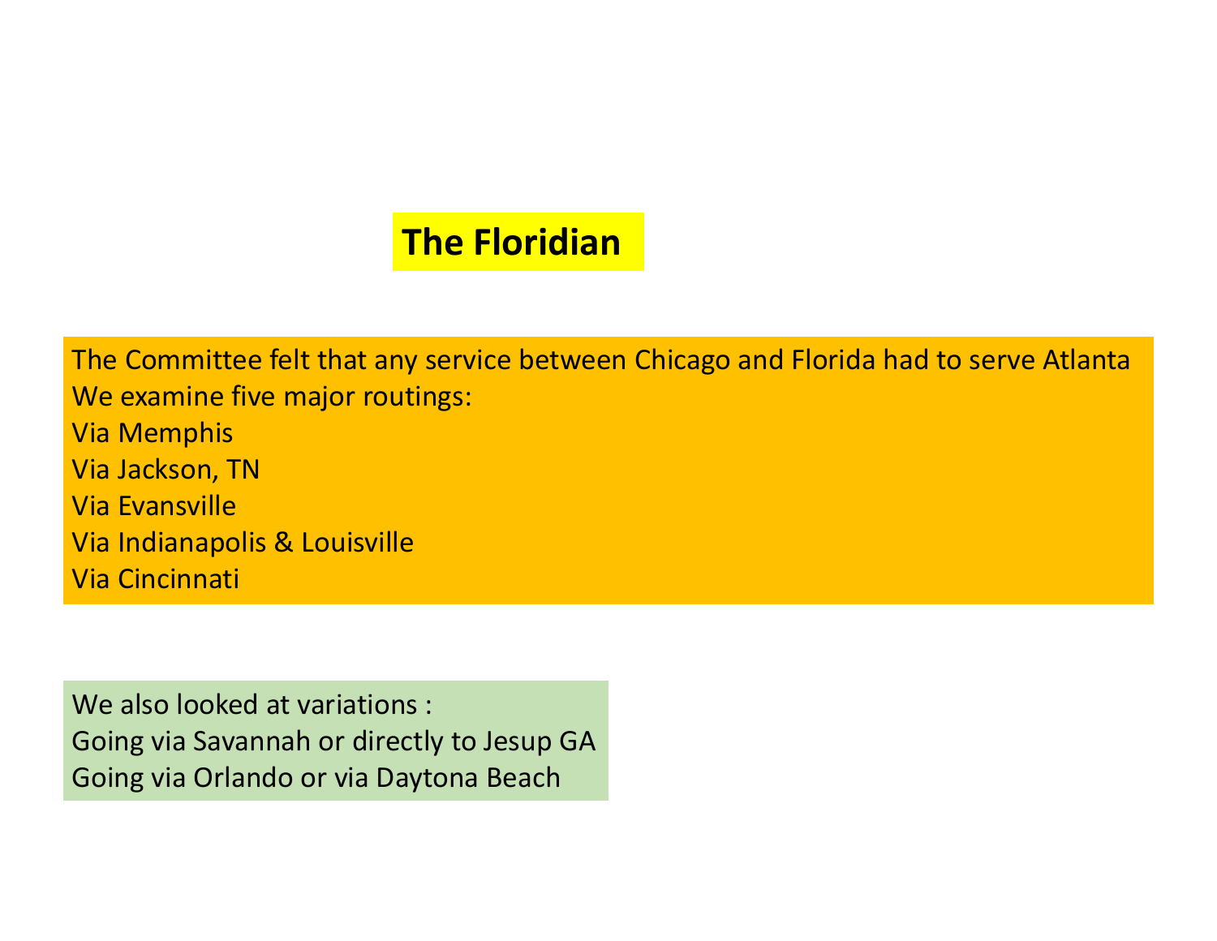# The Floridian

The Committee felt that any service between Chicago and Florida had to serve Atlanta

We examine five major routings:

Via Memphis

Via Jackson, TN

Via Evansville

Via Indianapolis & Louisville

Via Cincinnati

We also looked at variations :

Going via Savannah or directly to Jesup GA

Going via Orlando or via Daytona Beach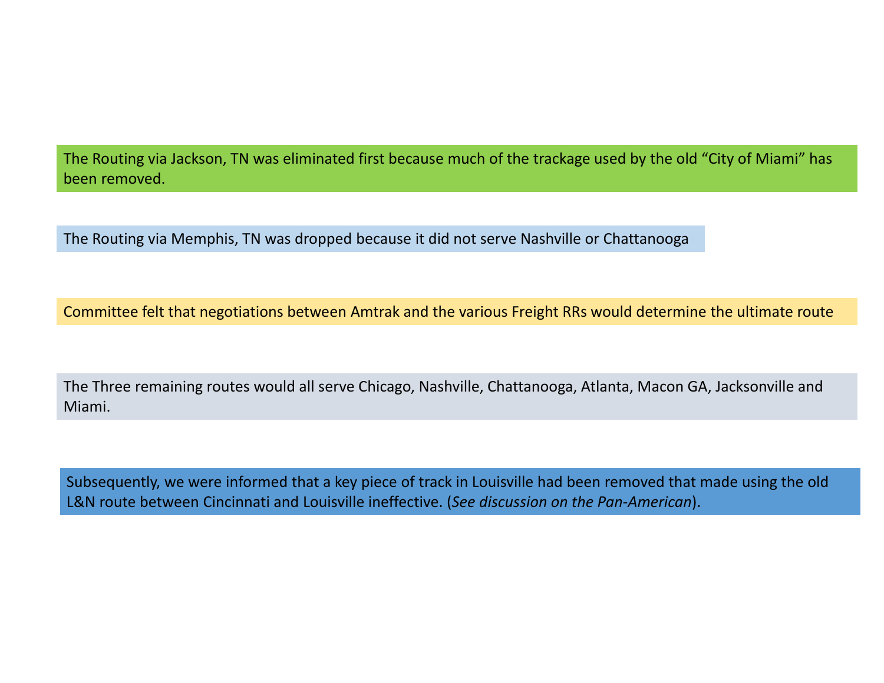The Routing via Jackson, TN was eliminated first because much of the trackage used by the old “City of Miami” has been removed.

The Routing via Memphis, TN was dropped because it did not serve Nashville or Chattanooga

Committee felt that negotiations between Amtrak and the various Freight RRs would determine the ultimate route

The Three remaining routes would all serve Chicago, Nashville, Chattanooga, Atlanta, Macon GA, Jacksonville and Miami.

Subsequently, we were informed that a key piece of track in Louisville had been removed that made using the old L&N route between Cincinnati and Louisville ineffective. (*See discussion on the Pan-American*).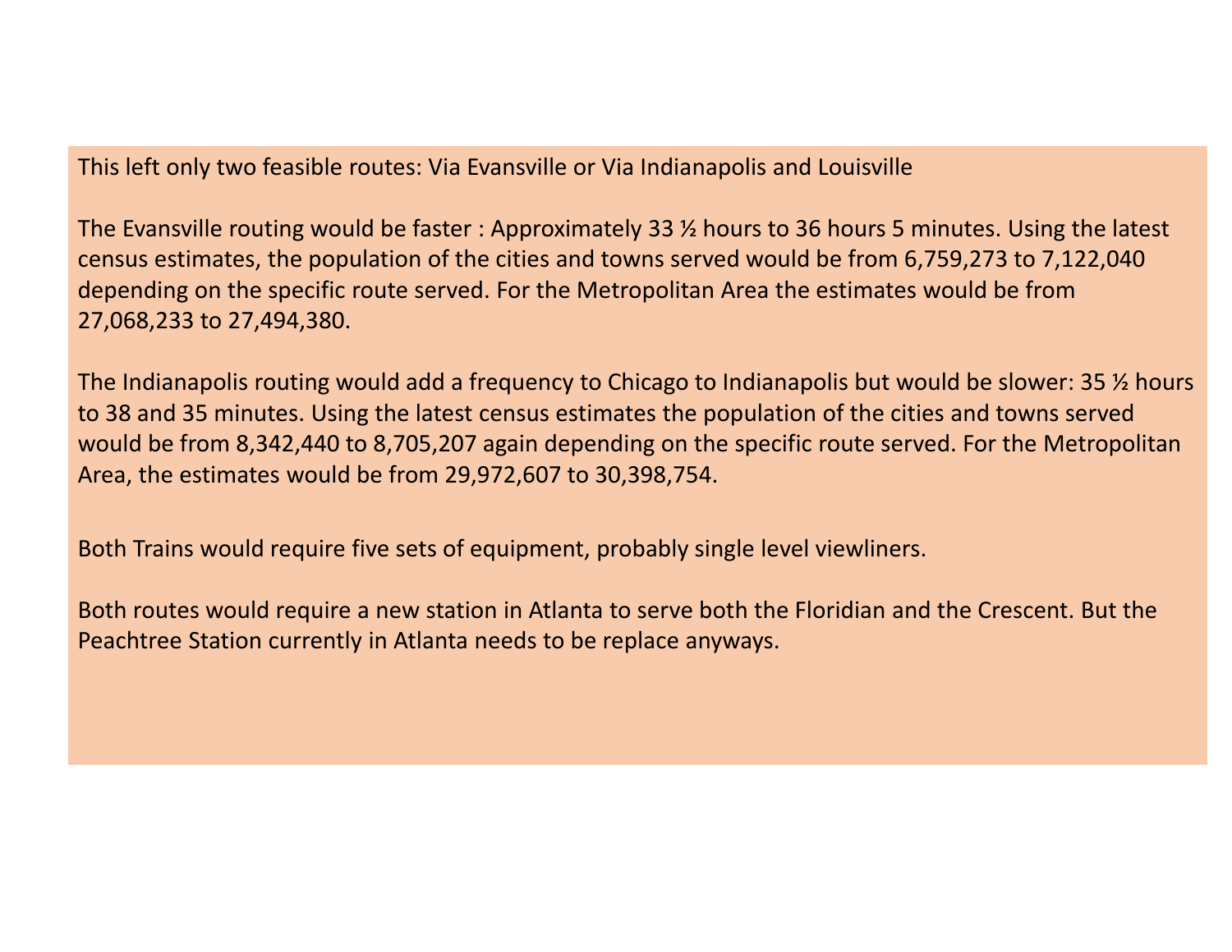This left only two feasible routes: Via Evansville or Via Indianapolis and Louisville

The Evansville routing would be faster : Approximately 33 ½ hours to 36 hours 5 minutes. Using the latest census estimates, the population of the cities and towns served would be from 6,759,273 to 7,122,040 depending on the specific route served. For the Metropolitan Area the estimates would be from 27,068,233 to 27,494,380.

The Indianapolis routing would add a frequency to Chicago to Indianapolis but would be slower: 35 ½ hours to 38 and 35 minutes. Using the latest census estimates the population of the cities and towns served would be from 8,342,440 to 8,705,207 again depending on the specific route served. For the Metropolitan Area, the estimates would be from 29,972,607 to 30,398,754.

Both Trains would require five sets of equipment, probably single level viewliners.

Both routes would require a new station in Atlanta to serve both the Floridian and the Crescent. But the Peachtree Station currently in Atlanta needs to be replace anyways.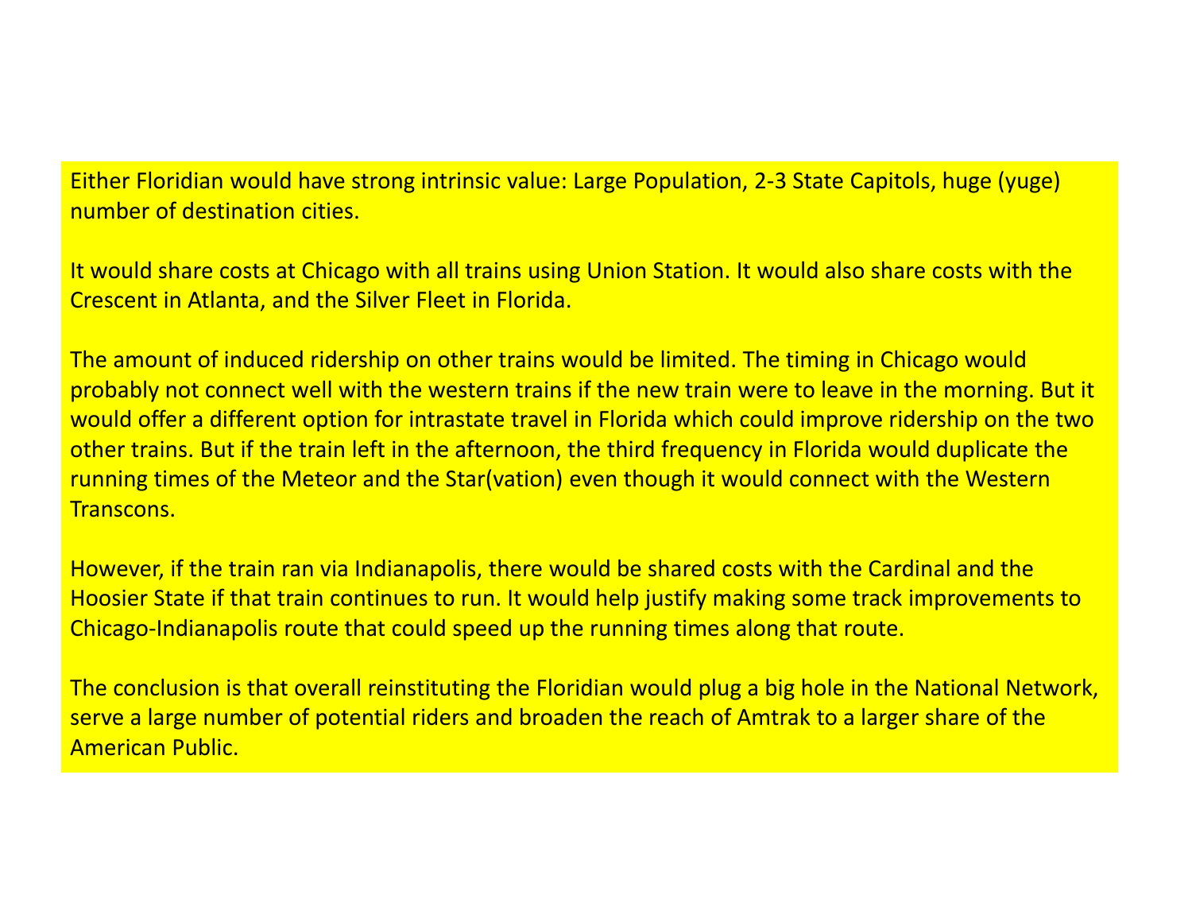Either Floridian would have strong intrinsic value: Large Population, 2-3 State Capitols, huge (yuge) number of destination cities.

It would share costs at Chicago with all trains using Union Station. It would also share costs with the Crescent in Atlanta, and the Silver Fleet in Florida.

The amount of induced ridership on other trains would be limited. The timing in Chicago would probably not connect well with the western trains if the new train were to leave in the morning. But it would offer a different option for intrastate travel in Florida which could improve ridership on the two other trains. But if the train left in the afternoon, the third frequency in Florida would duplicate the running times of the Meteor and the Star(vation) even though it would connect with the Western Transcons.

However, if the train ran via Indianapolis, there would be shared costs with the Cardinal and the Hoosier State if that train continues to run. It would help justify making some track improvements to Chicago-Indianapolis route that could speed up the running times along that route.

The conclusion is that overall reinstituting the Floridian would plug a big hole in the National Network, serve a large number of potential riders and broaden the reach of Amtrak to a larger share of the American Public.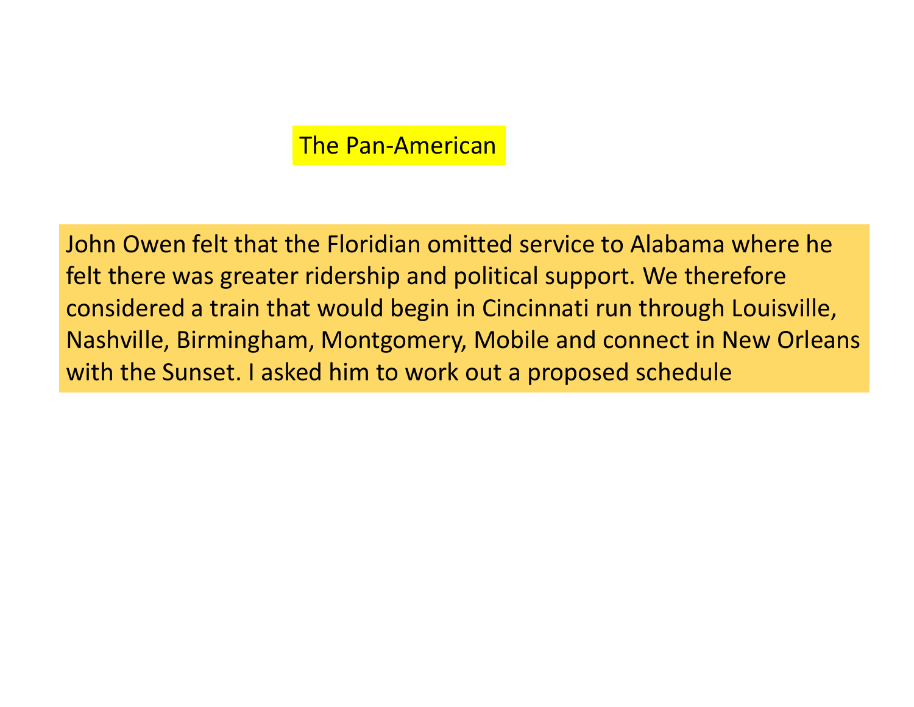# The Pan-American

John Owen felt that the Floridian omitted service to Alabama where he felt there was greater ridership and political support. We therefore considered a train that would begin in Cincinnati run through Louisville, Nashville, Birmingham, Montgomery, Mobile and connect in New Orleans with the Sunset. I asked him to work out a proposed schedule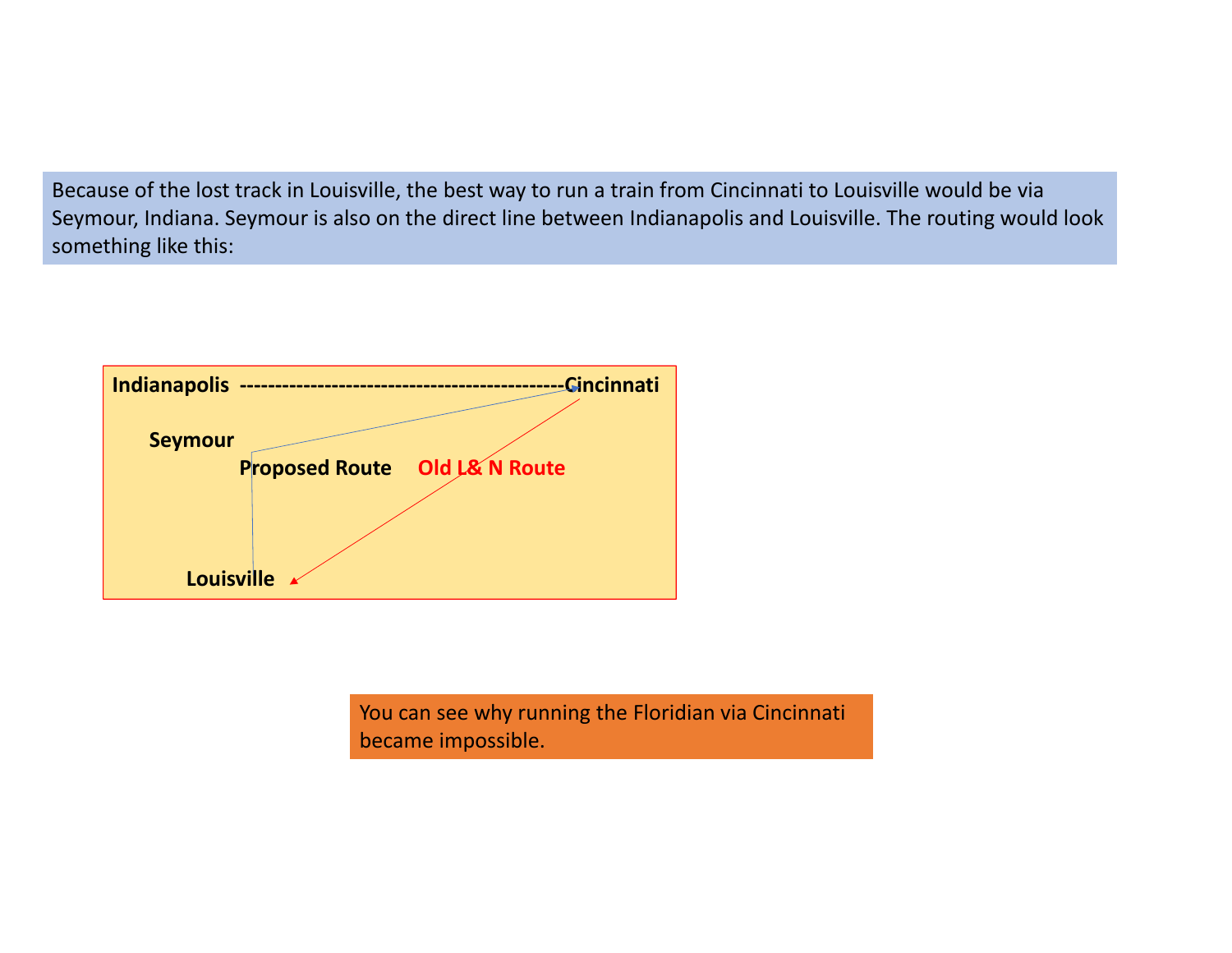Because of the lost track in Louisville, the best way to run a train from Cincinnati to Louisville would be via Seymour, Indiana. Seymour is also on the direct line between Indianapolis and Louisville. The routing would look something like this:

Indianapolis ---------------------------------------------Cincinnati

Seymour

Proposed Route

Old L& N Route

Louisville

You can see why running the Floridian via Cincinnati became impossible.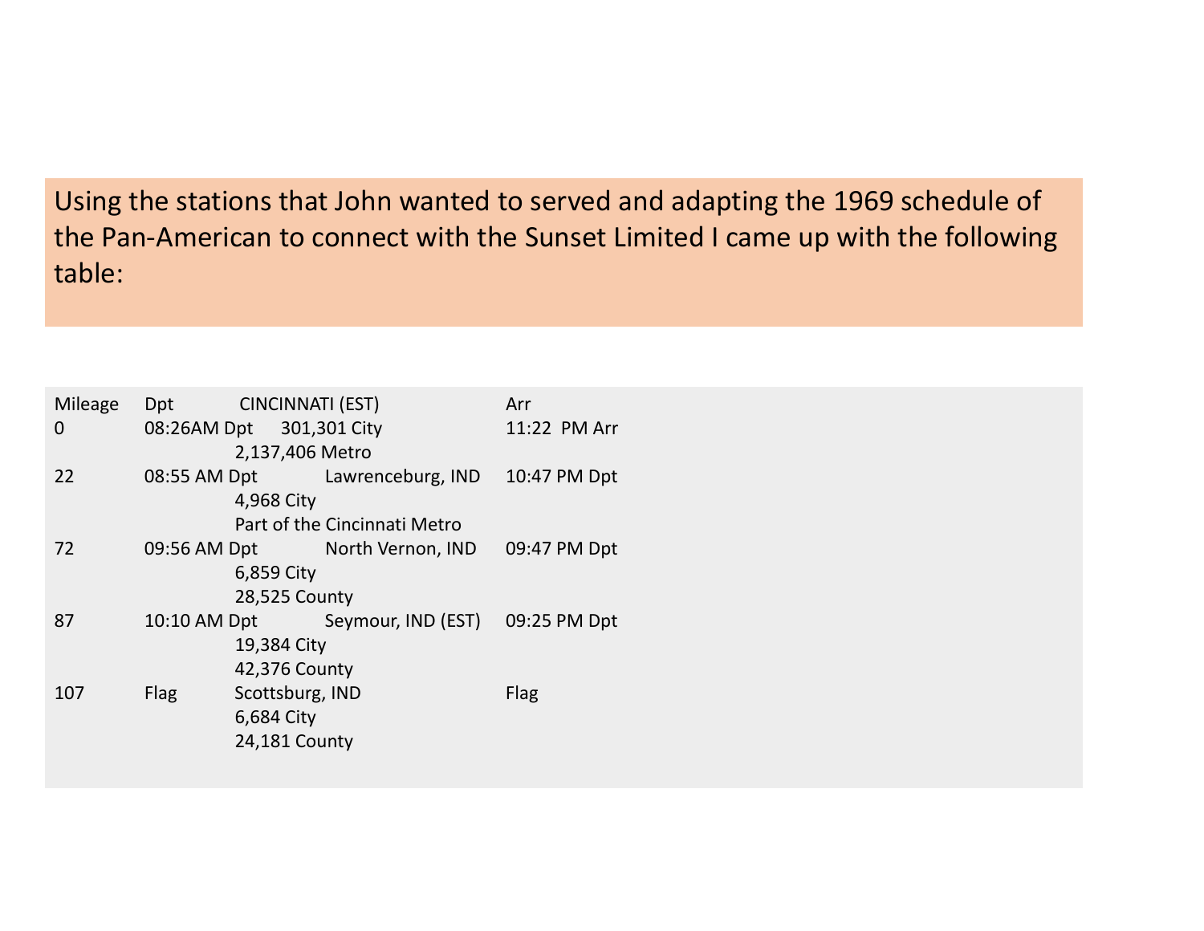Using the stations that John wanted to served and adapting the 1969 schedule of the Pan-American to connect with the Sunset Limited I came up with the following table:

| Mileage | Dpt | CINCINNATI (EST) | Arr |
|---|---|---|---|
| 0 | 08:26AM Dpt | 301,301 City<br>2,137,406 Metro | 11:22 PM Arr |
| 22 | 08:55 AM Dpt | Lawrenceburg, IND<br>4,968 City<br>Part of the Cincinnati Metro | 10:47 PM Dpt |
| 72 | 09:56 AM Dpt | North Vernon, IND<br>6,859 City<br>28,525 County | 09:47 PM Dpt |
| 87 | 10:10 AM Dpt | Seymour, IND (EST)<br>19,384 City<br>42,376 County | 09:25 PM Dpt |
| 107 | Flag | Scottsburg, IND<br>6,684 City<br>24,181 County | Flag |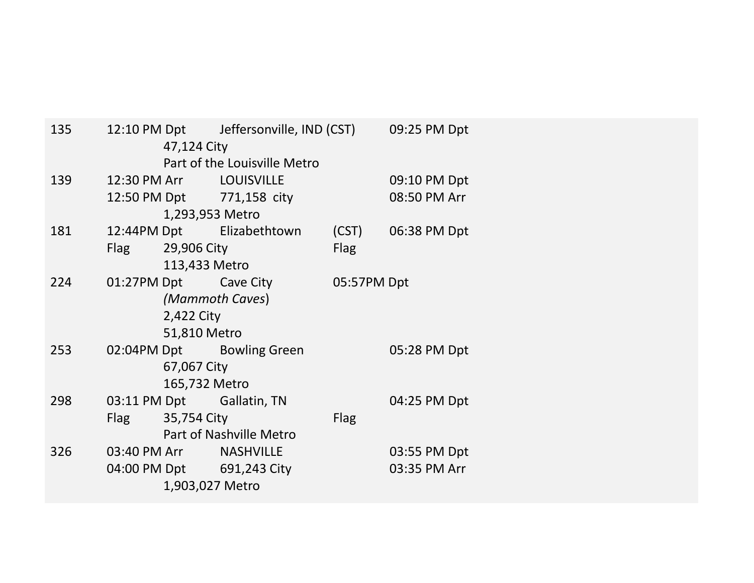| | | | | |
|---|---|---|---|---|
| 135 | 12:10 PM Dpt | Jeffersonville, IND (CST)<br>47,124 City<br>Part of the Louisville Metro | | 09:25 PM Dpt |
| 139 | 12:30 PM Arr<br>12:50 PM Dpt | LOUISVILLE<br>771,158 city<br>1,293,953 Metro | | 09:10 PM Dpt<br>08:50 PM Arr |
| 181 | 12:44PM Dpt<br>Flag | Elizabethtown<br>29,906 City<br>113,433 Metro | (CST)<br>Flag | 06:38 PM Dpt |
| 224 | 01:27PM Dpt | Cave City<br>*(Mammoth Caves*)<br>2,422 City<br>51,810 Metro | 05:57PM Dpt | |
| 253 | 02:04PM Dpt | Bowling Green<br>67,067 City<br>165,732 Metro | | 05:28 PM Dpt |
| 298 | 03:11 PM Dpt<br>Flag | Gallatin, TN<br>35,754 City<br>Part of Nashville Metro | Flag | 04:25 PM Dpt |
| 326 | 03:40 PM Arr<br>04:00 PM Dpt | NASHVILLE<br>691,243 City<br>1,903,027 Metro | | 03:55 PM Dpt<br>03:35 PM Arr |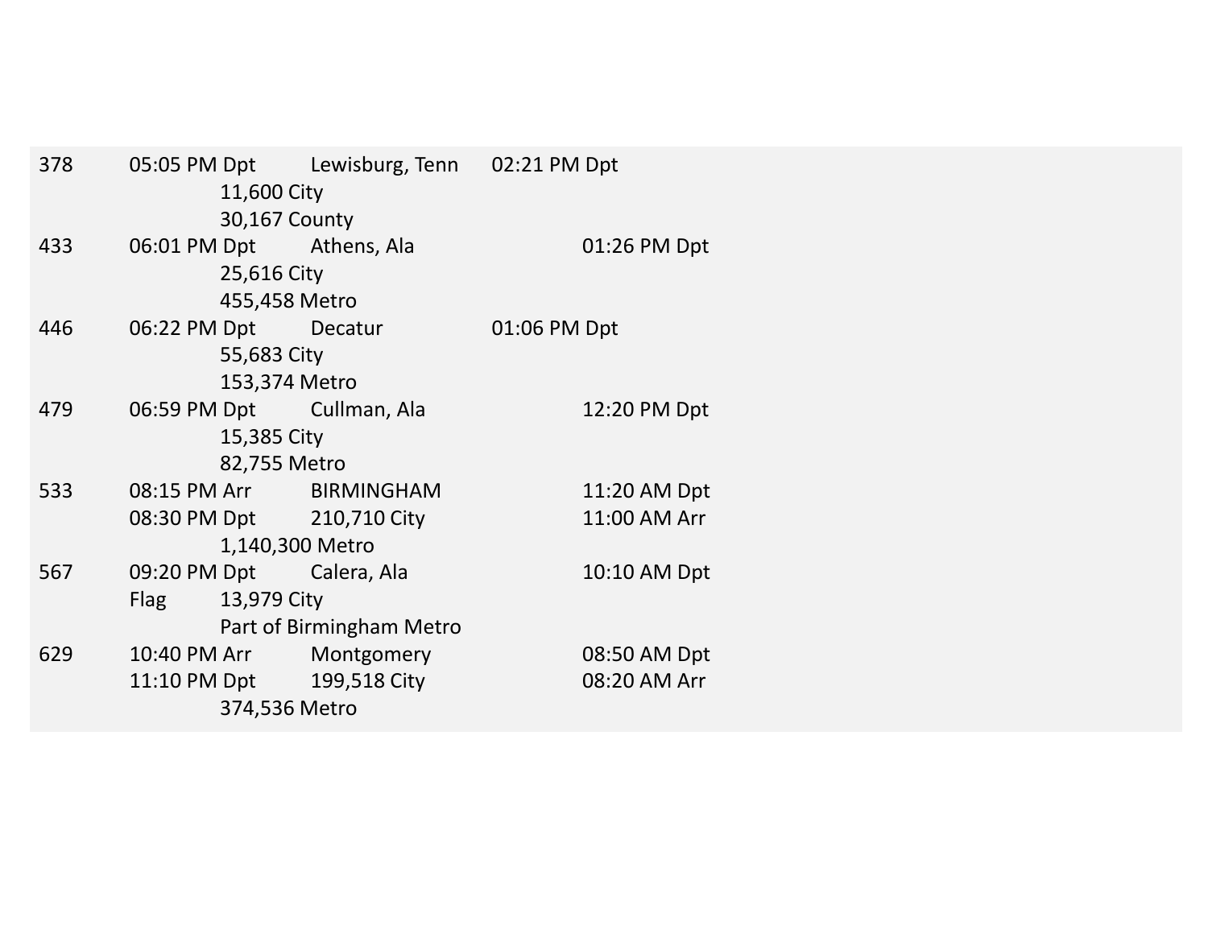| Mile | Southbound | Station | Northbound |
|---|---|---|---|
| 378 | 05:05 PM Dpt | Lewisburg, Tenn | 02:21 PM Dpt |
| | | 11,600 City | |
| | | 30,167 County | |
| 433 | 06:01 PM Dpt | Athens, Ala | 01:26 PM Dpt |
| | | 25,616 City | |
| | | 455,458 Metro | |
| 446 | 06:22 PM Dpt | Decatur | 01:06 PM Dpt |
| | | 55,683 City | |
| | | 153,374 Metro | |
| 479 | 06:59 PM Dpt | Cullman, Ala | 12:20 PM Dpt |
| | | 15,385 City | |
| | | 82,755 Metro | |
| 533 | 08:15 PM Arr | BIRMINGHAM | 11:20 AM Dpt |
| | 08:30 PM Dpt | 210,710 City | 11:00 AM Arr |
| | | 1,140,300 Metro | |
| 567 | 09:20 PM Dpt | Calera, Ala | 10:10 AM Dpt |
| | Flag | 13,979 City | |
| | | Part of Birmingham Metro | |
| 629 | 10:40 PM Arr | Montgomery | 08:50 AM Dpt |
| | 11:10 PM Dpt | 199,518 City | 08:20 AM Arr |
| | | 374,536 Metro | |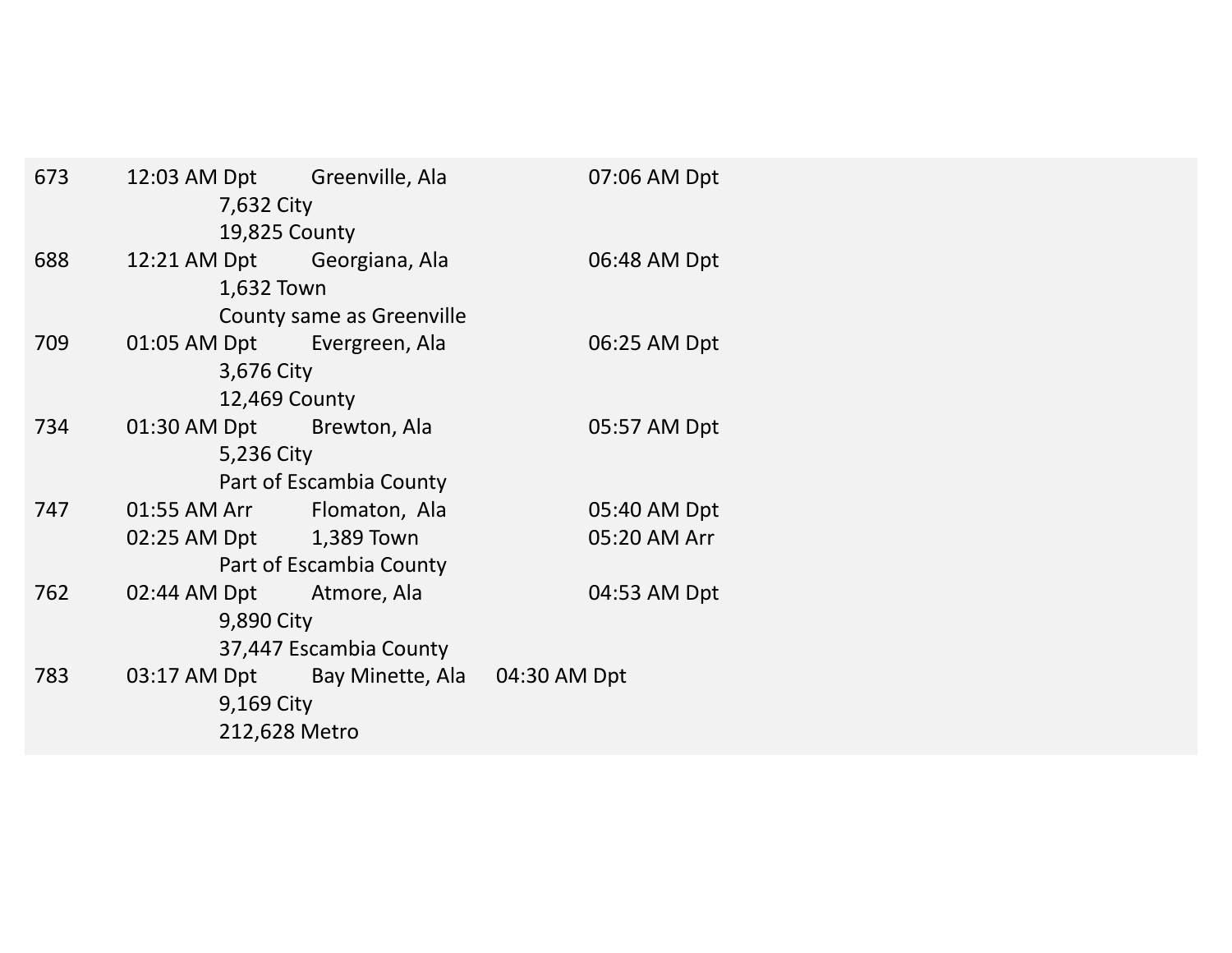| | | | |
|---|---|---|---|
| 673 | 12:03 AM Dpt | Greenville, Ala<br>7,632 City<br>19,825 County | 07:06 AM Dpt |
| 688 | 12:21 AM Dpt | Georgiana, Ala<br>1,632 Town<br>County same as Greenville | 06:48 AM Dpt |
| 709 | 01:05 AM Dpt | Evergreen, Ala<br>3,676 City<br>12,469 County | 06:25 AM Dpt |
| 734 | 01:30 AM Dpt | Brewton, Ala<br>5,236 City<br>Part of Escambia County | 05:57 AM Dpt |
| 747 | 01:55 AM Arr<br>02:25 AM Dpt | Flomaton, Ala<br>1,389 Town<br>Part of Escambia County | 05:40 AM Dpt<br>05:20 AM Arr |
| 762 | 02:44 AM Dpt | Atmore, Ala<br>9,890 City<br>37,447 Escambia County | 04:53 AM Dpt |
| 783 | 03:17 AM Dpt | Bay Minette, Ala<br>9,169 City<br>212,628 Metro | 04:30 AM Dpt |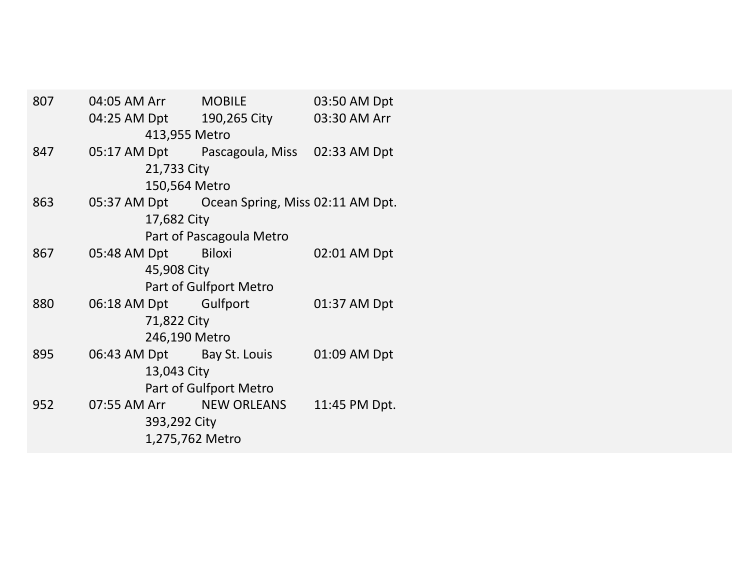| | | | |
|---|---|---|---|
| 807 | 04:05 AM Arr | MOBILE | 03:50 AM Dpt |
| | 04:25 AM Dpt | 190,265 City | 03:30 AM Arr |
| | 413,955 Metro | | |
| 847 | 05:17 AM Dpt | Pascagoula, Miss | 02:33 AM Dpt |
| | 21,733 City | | |
| | 150,564 Metro | | |
| 863 | 05:37 AM Dpt | Ocean Spring, Miss | 02:11 AM Dpt. |
| | 17,682 City | | |
| | Part of Pascagoula Metro | | |
| 867 | 05:48 AM Dpt | Biloxi | 02:01 AM Dpt |
| | 45,908 City | | |
| | Part of Gulfport Metro | | |
| 880 | 06:18 AM Dpt | Gulfport | 01:37 AM Dpt |
| | 71,822 City | | |
| | 246,190 Metro | | |
| 895 | 06:43 AM Dpt | Bay St. Louis | 01:09 AM Dpt |
| | 13,043 City | | |
| | Part of Gulfport Metro | | |
| 952 | 07:55 AM Arr | NEW ORLEANS | 11:45 PM Dpt. |
| | 393,292 City | | |
| | 1,275,762 Metro | | |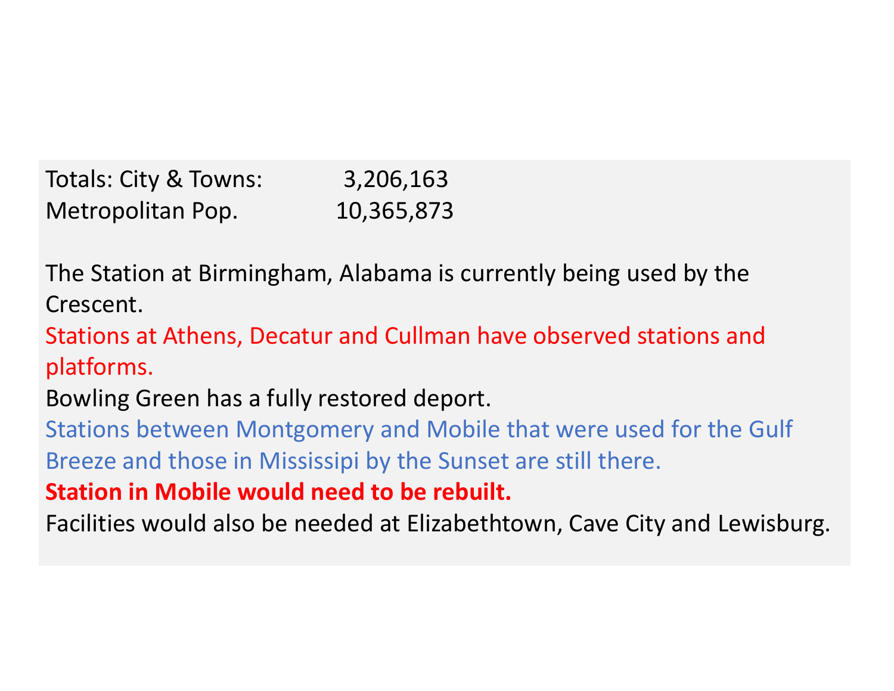| | |
|---|---|
| Totals: City & Towns: | 3,206,163 |
| Metropolitan Pop. | 10,365,873 |

The Station at Birmingham, Alabama is currently being used by the Crescent.

Stations at Athens, Decatur and Cullman have observed stations and platforms.

Bowling Green has a fully restored deport.

Stations between Montgomery and Mobile that were used for the Gulf Breeze and those in Mississipi by the Sunset are still there.

**Station in Mobile would need to be rebuilt.**

Facilities would also be needed at Elizabethtown, Cave City and Lewisburg.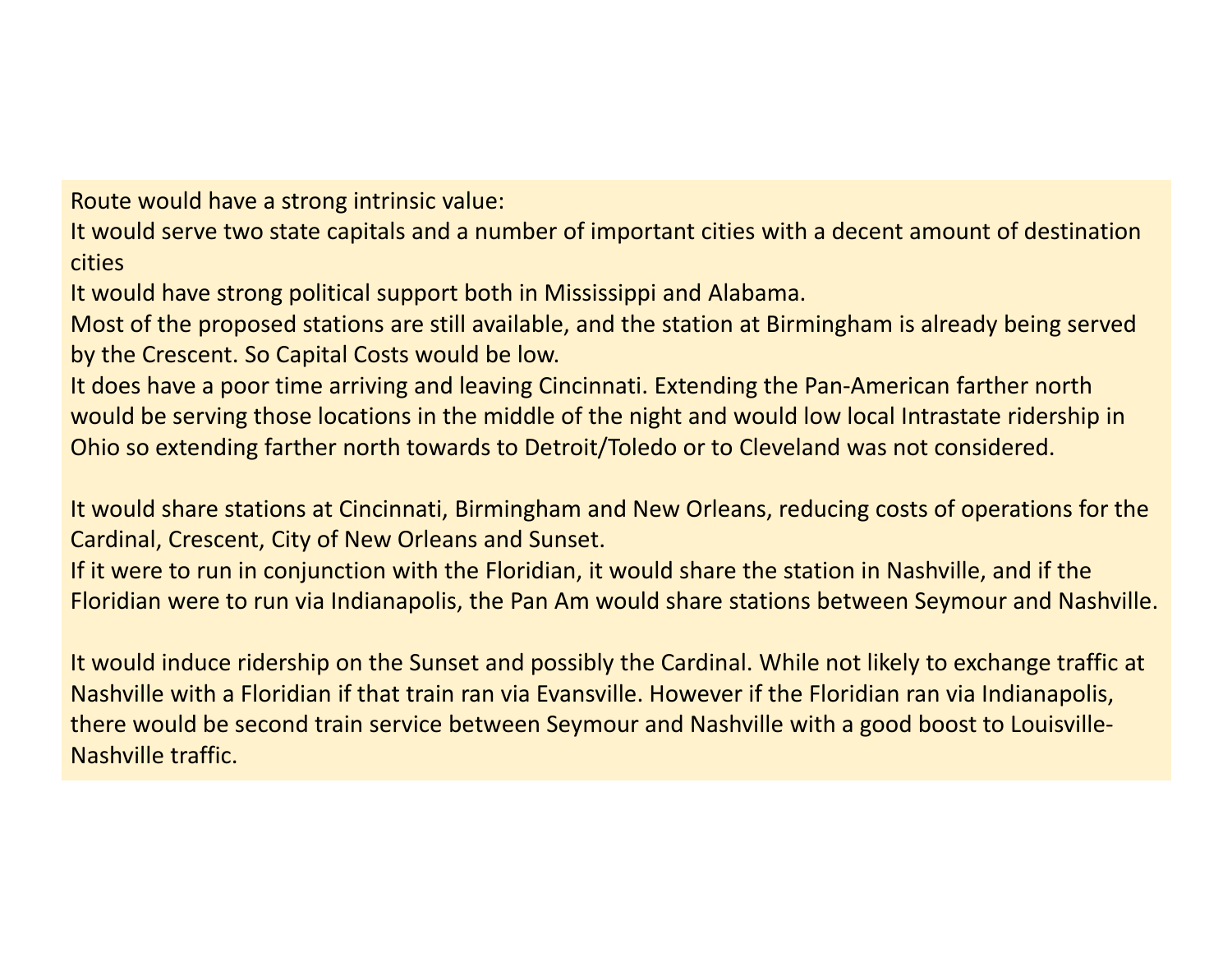Route would have a strong intrinsic value:

It would serve two state capitals and a number of important cities with a decent amount of destination cities

It would have strong political support both in Mississippi and Alabama.

Most of the proposed stations are still available, and the station at Birmingham is already being served by the Crescent. So Capital Costs would be low.

It does have a poor time arriving and leaving Cincinnati. Extending the Pan-American farther north would be serving those locations in the middle of the night and would low local Intrastate ridership in Ohio so extending farther north towards to Detroit/Toledo or to Cleveland was not considered.

It would share stations at Cincinnati, Birmingham and New Orleans, reducing costs of operations for the Cardinal, Crescent, City of New Orleans and Sunset.

If it were to run in conjunction with the Floridian, it would share the station in Nashville, and if the Floridian were to run via Indianapolis, the Pan Am would share stations between Seymour and Nashville.

It would induce ridership on the Sunset and possibly the Cardinal. While not likely to exchange traffic at Nashville with a Floridian if that train ran via Evansville. However if the Floridian ran via Indianapolis, there would be second train service between Seymour and Nashville with a good boost to Louisville-Nashville traffic.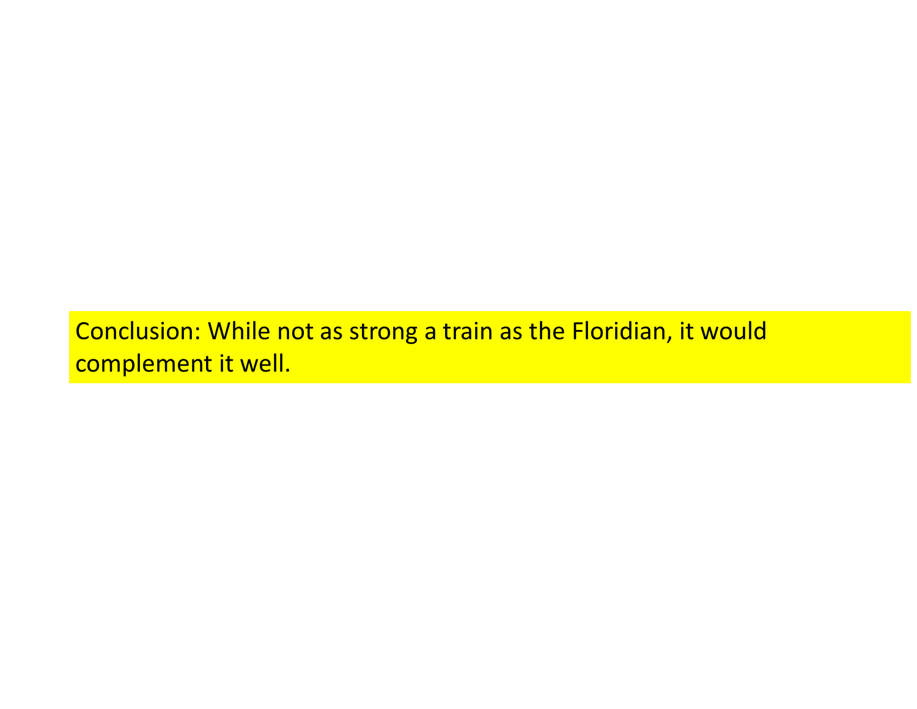Conclusion: While not as strong a train as the Floridian, it would complement it well.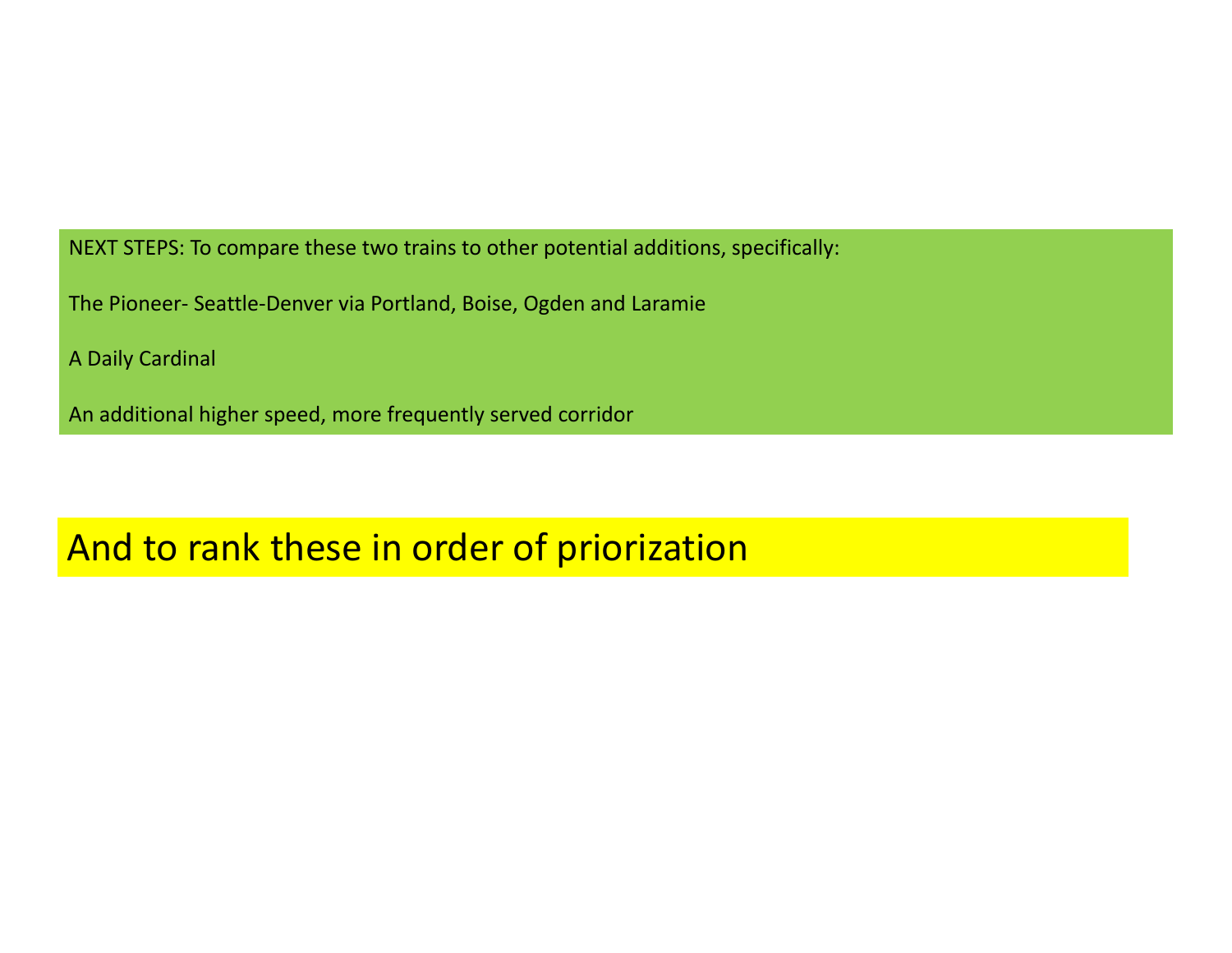NEXT STEPS: To compare these two trains to other potential additions, specifically:

The Pioneer- Seattle-Denver via Portland, Boise, Ogden and Laramie

A Daily Cardinal

An additional higher speed, more frequently served corridor

## And to rank these in order of priorization